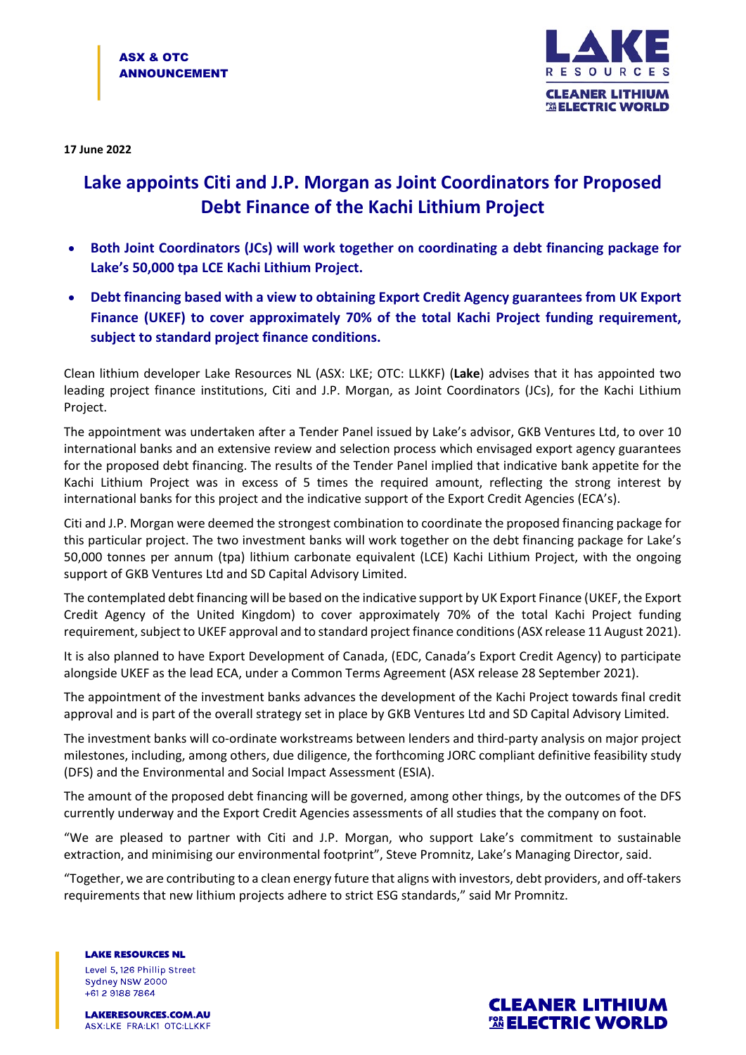ASX & OTC ANNOUNCEMENT

17 June 2022

# Lake appoints Citi and J.P. Morgan as Joint Coordinators for Proposed Debt Finance of the Kachi Lithium Project

- **Both Joint Coordinators (JCs) will work together on coordinating a debt financing package for Lake's 50,000 tpa LCE Kachi Lithium Project.**
- **Debt financing based with a view to obtaining Export Credit Agency guarantees from UK Export Finance (UKEF) to cover approximately 70% of the total Kachi Project funding requirement, subject to standard project finance conditions.**

Clean lithium developer Lake Resources NL (ASX: LKE; OTC: LLKKF) (**Lake**) advises that it has appointed two leading project finance institutions, Citi and J.P. Morgan, as Joint Coordinators (JCs), for the Kachi Lithium Project.

The appointment was undertaken after a Tender Panel issued by Lake's advisor, GKB Ventures Ltd, to over 10 international banks and an extensive review and selection process which envisaged export agency guarantees for the proposed debt financing. The results of the Tender Panel implied that indicative bank appetite for the Kachi Lithium Project was in excess of 5 times the required amount, reflecting the strong interest by international banks for this project and the indicative support of the Export Credit Agencies (ECA's).

Citi and J.P. Morgan were deemed the strongest combination to coordinate the proposed financing package for this particular project. The two investment banks will work together on the debt financing package for Lake's 50,000 tonnes per annum (tpa) lithium carbonate equivalent (LCE) Kachi Lithium Project, with the ongoing support of GKB Ventures Ltd and SD Capital Advisory Limited.

The contemplated debt financing will be based on the indicative support by UK Export Finance (UKEF, the Export Credit Agency of the United Kingdom) to cover approximately 70% of the total Kachi Project funding requirement, subject to UKEF approval and to standard project finance conditions (ASX release 11 August 2021).

It is also planned to have Export Development of Canada, (EDC, Canada's Export Credit Agency) to participate alongside UKEF as the lead ECA, under a Common Terms Agreement (ASX release 28 September 2021).

The appointment of the investment banks advances the development of the Kachi Project towards final credit approval and is part of the overall strategy set in place by GKB Ventures Ltd and SD Capital Advisory Limited.

The investment banks will co-ordinate workstreams between lenders and third-party analysis on major project milestones, including, among others, due diligence, the forthcoming JORC compliant definitive feasibility study (DFS) and the Environmental and Social Impact Assessment (ESIA).

The amount of the proposed debt financing will be governed, among other things, by the outcomes of the DFS currently underway and the Export Credit Agencies assessments of all studies that the company on foot.

"We are pleased to partner with Citi and J.P. Morgan, who support Lake's commitment to sustainable extraction, and minimising our environmental footprint", Steve Promnitz, Lake's Managing Director, said.

"Together, we are contributing to a clean energy future that aligns with investors, debt providers, and off-takers requirements that new lithium projects adhere to strict ESG standards," said Mr Promnitz.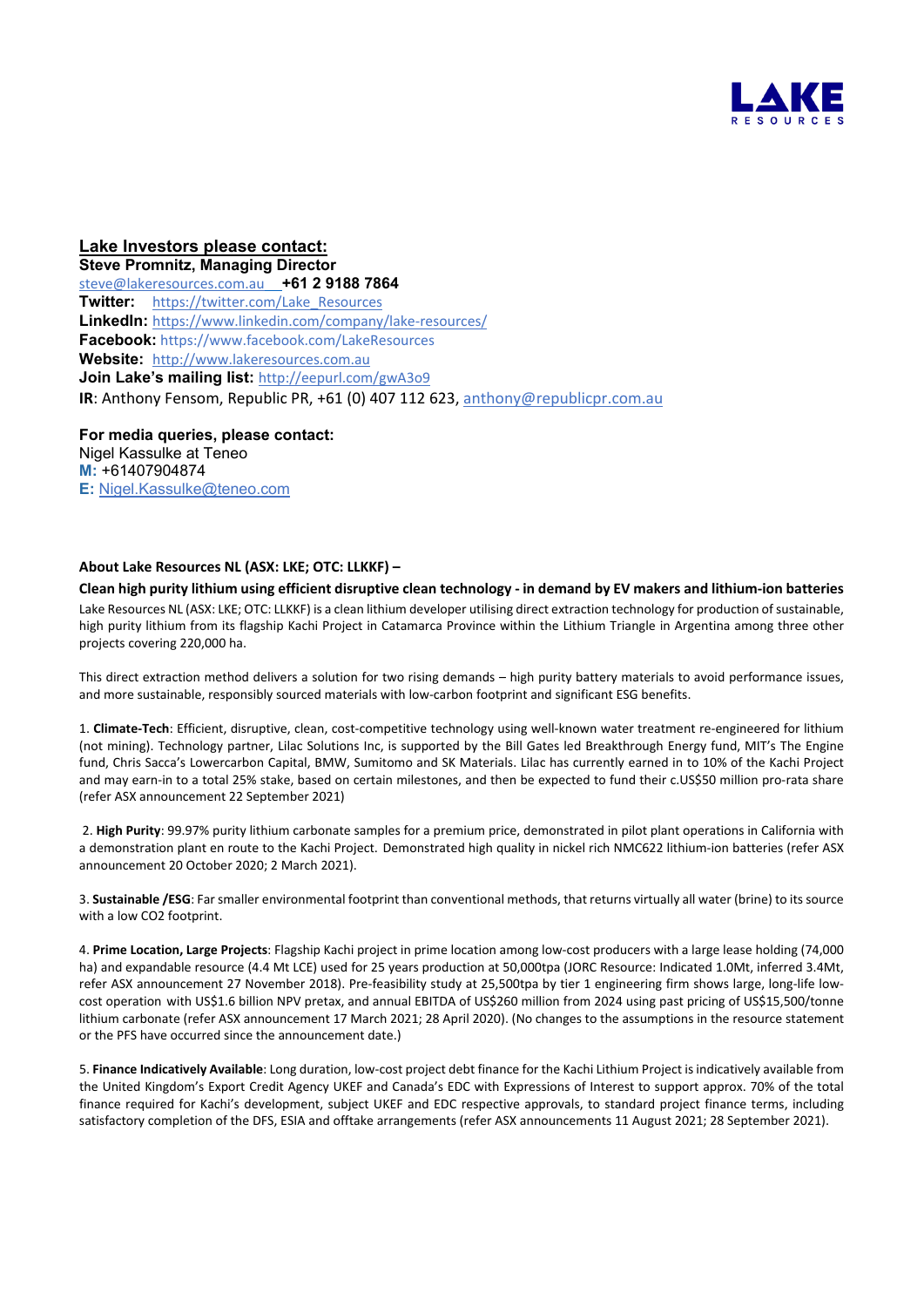**Lake Investors please contact:**
**Steve Promnitz, Managing Director**
steve@lakeresources.com.au **+61 2 9188 7864**
**Twitter:** https://twitter.com/Lake_Resources
**LinkedIn:** https://www.linkedin.com/company/lake-resources/
**Facebook:** https://www.facebook.com/LakeResources
**Website:** http://www.lakeresources.com.au
**Join Lake's mailing list:** http://eepurl.com/gwA3o9
**IR**: Anthony Fensom, Republic PR, +61 (0) 407 112 623, anthony@republicpr.com.au

**For media queries, please contact:**
Nigel Kassulke at Teneo
**M:** +61407904874
**E:** Nigel.Kassulke@teneo.com

**About Lake Resources NL (ASX: LKE; OTC: LLKKF) –**

**Clean high purity lithium using efficient disruptive clean technology - in demand by EV makers and lithium-ion batteries**

Lake Resources NL (ASX: LKE; OTC: LLKKF) is a clean lithium developer utilising direct extraction technology for production of sustainable, high purity lithium from its flagship Kachi Project in Catamarca Province within the Lithium Triangle in Argentina among three other projects covering 220,000 ha.

This direct extraction method delivers a solution for two rising demands – high purity battery materials to avoid performance issues, and more sustainable, responsibly sourced materials with low-carbon footprint and significant ESG benefits.

1. **Climate-Tech**: Efficient, disruptive, clean, cost-competitive technology using well-known water treatment re-engineered for lithium (not mining). Technology partner, Lilac Solutions Inc, is supported by the Bill Gates led Breakthrough Energy fund, MIT's The Engine fund, Chris Sacca's Lowercarbon Capital, BMW, Sumitomo and SK Materials. Lilac has currently earned in to 10% of the Kachi Project and may earn-in to a total 25% stake, based on certain milestones, and then be expected to fund their c.US$50 million pro-rata share (refer ASX announcement 22 September 2021)

2. **High Purity**: 99.97% purity lithium carbonate samples for a premium price, demonstrated in pilot plant operations in California with a demonstration plant en route to the Kachi Project. Demonstrated high quality in nickel rich NMC622 lithium-ion batteries (refer ASX announcement 20 October 2020; 2 March 2021).

3. **Sustainable /ESG**: Far smaller environmental footprint than conventional methods, that returns virtually all water (brine) to its source with a low CO2 footprint.

4. **Prime Location, Large Projects**: Flagship Kachi project in prime location among low-cost producers with a large lease holding (74,000 ha) and expandable resource (4.4 Mt LCE) used for 25 years production at 50,000tpa (JORC Resource: Indicated 1.0Mt, inferred 3.4Mt, refer ASX announcement 27 November 2018). Pre-feasibility study at 25,500tpa by tier 1 engineering firm shows large, long-life low-cost operation with US$1.6 billion NPV pretax, and annual EBITDA of US$260 million from 2024 using past pricing of US$15,500/tonne lithium carbonate (refer ASX announcement 17 March 2021; 28 April 2020). (No changes to the assumptions in the resource statement or the PFS have occurred since the announcement date.)

5. **Finance Indicatively Available**: Long duration, low-cost project debt finance for the Kachi Lithium Project is indicatively available from the United Kingdom's Export Credit Agency UKEF and Canada's EDC with Expressions of Interest to support approx. 70% of the total finance required for Kachi's development, subject UKEF and EDC respective approvals, to standard project finance terms, including satisfactory completion of the DFS, ESIA and offtake arrangements (refer ASX announcements 11 August 2021; 28 September 2021).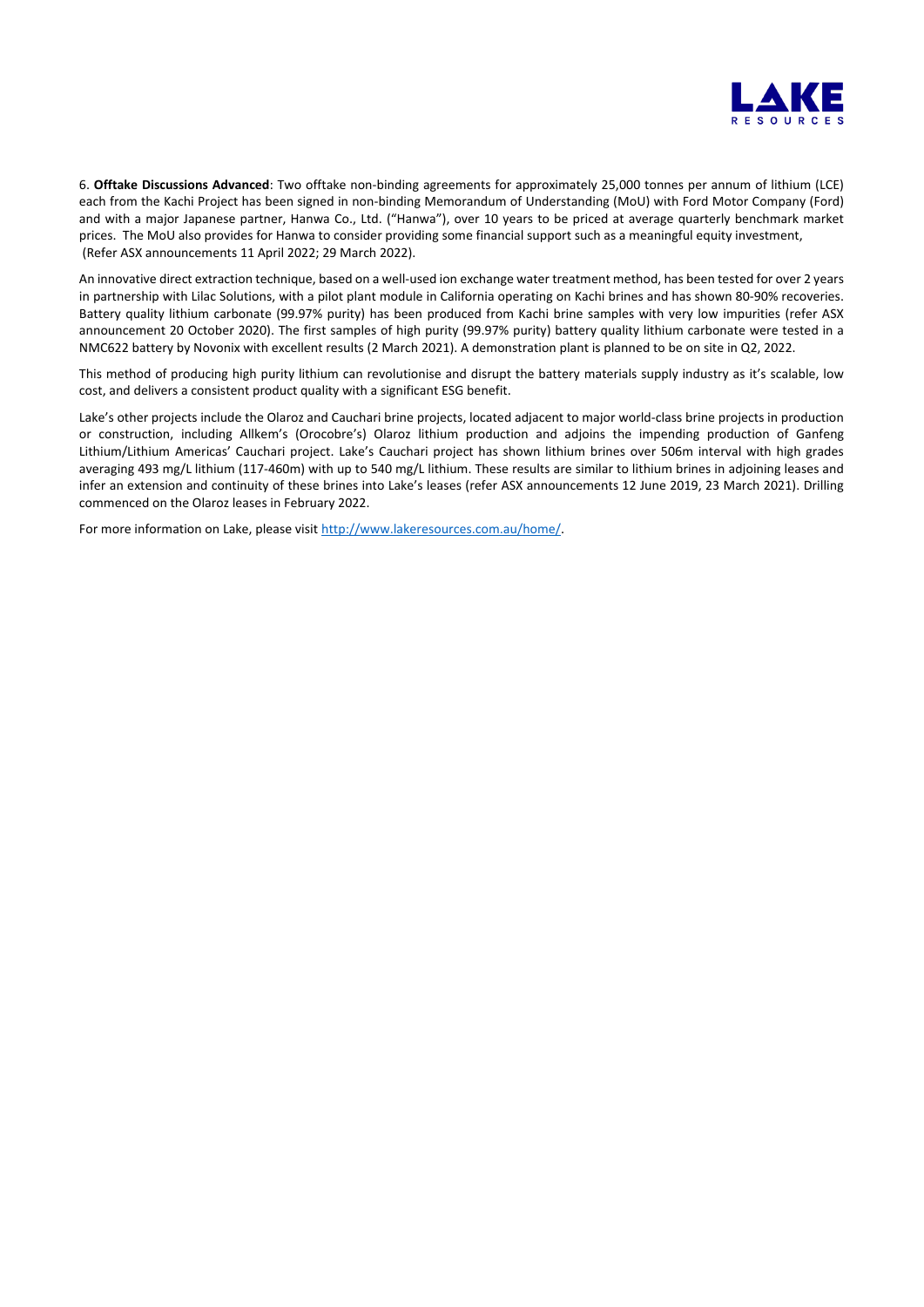6. **Offtake Discussions Advanced**: Two offtake non-binding agreements for approximately 25,000 tonnes per annum of lithium (LCE) each from the Kachi Project has been signed in non-binding Memorandum of Understanding (MoU) with Ford Motor Company (Ford) and with a major Japanese partner, Hanwa Co., Ltd. ("Hanwa"), over 10 years to be priced at average quarterly benchmark market prices. The MoU also provides for Hanwa to consider providing some financial support such as a meaningful equity investment, (Refer ASX announcements 11 April 2022; 29 March 2022).

An innovative direct extraction technique, based on a well-used ion exchange water treatment method, has been tested for over 2 years in partnership with Lilac Solutions, with a pilot plant module in California operating on Kachi brines and has shown 80-90% recoveries. Battery quality lithium carbonate (99.97% purity) has been produced from Kachi brine samples with very low impurities (refer ASX announcement 20 October 2020). The first samples of high purity (99.97% purity) battery quality lithium carbonate were tested in a NMC622 battery by Novonix with excellent results (2 March 2021). A demonstration plant is planned to be on site in Q2, 2022.

This method of producing high purity lithium can revolutionise and disrupt the battery materials supply industry as it's scalable, low cost, and delivers a consistent product quality with a significant ESG benefit.

Lake's other projects include the Olaroz and Cauchari brine projects, located adjacent to major world-class brine projects in production or construction, including Allkem's (Orocobre's) Olaroz lithium production and adjoins the impending production of Ganfeng Lithium/Lithium Americas' Cauchari project. Lake's Cauchari project has shown lithium brines over 506m interval with high grades averaging 493 mg/L lithium (117-460m) with up to 540 mg/L lithium. These results are similar to lithium brines in adjoining leases and infer an extension and continuity of these brines into Lake's leases (refer ASX announcements 12 June 2019, 23 March 2021). Drilling commenced on the Olaroz leases in February 2022.

For more information on Lake, please visit [http://www.lakeresources.com.au/home/](http://www.lakeresources.com.au/home/).